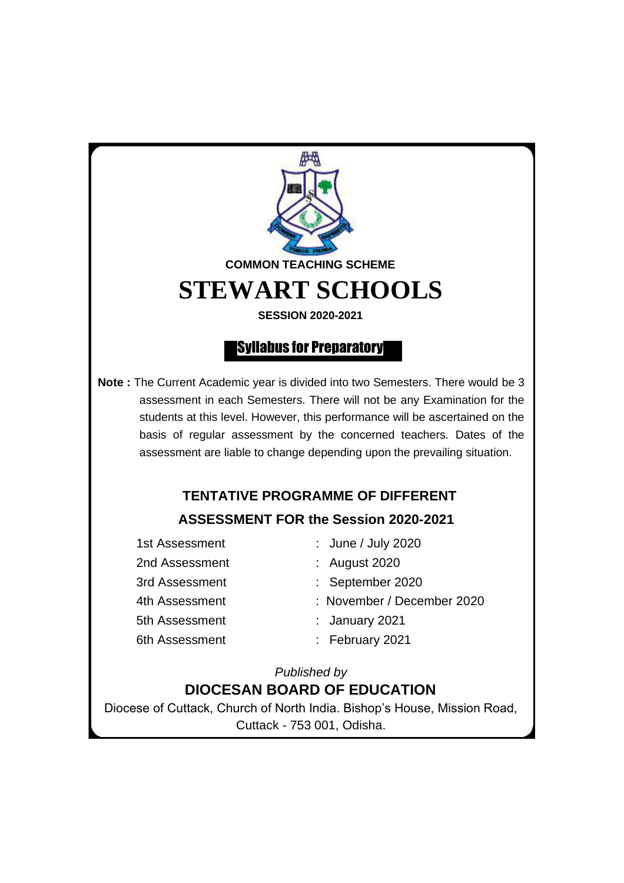COMMON TEACHING SCHEME

# STEWART SCHOOLS

**SESSION 2020-2021**

## Syllabus for Preparatory

**Note :** The Current Academic year is divided into two Semesters. There would be 3 assessment in each Semesters. There will not be any Examination for the students at this level. However, this performance will be ascertained on the basis of regular assessment by the concerned teachers. Dates of the assessment are liable to change depending upon the prevailing situation.

### TENTATIVE PROGRAMME OF DIFFERENT ASSESSMENT FOR the Session 2020-2021

| | | |
|---|---|---|
| 1st Assessment | : | June / July 2020 |
| 2nd Assessment | : | August 2020 |
| 3rd Assessment | : | September 2020 |
| 4th Assessment | : | November / December 2020 |
| 5th Assessment | : | January 2021 |
| 6th Assessment | : | February 2021 |

*Published by*

**DIOCESAN BOARD OF EDUCATION**

Diocese of Cuttack, Church of North India. Bishop's House, Mission Road, Cuttack - 753 001, Odisha.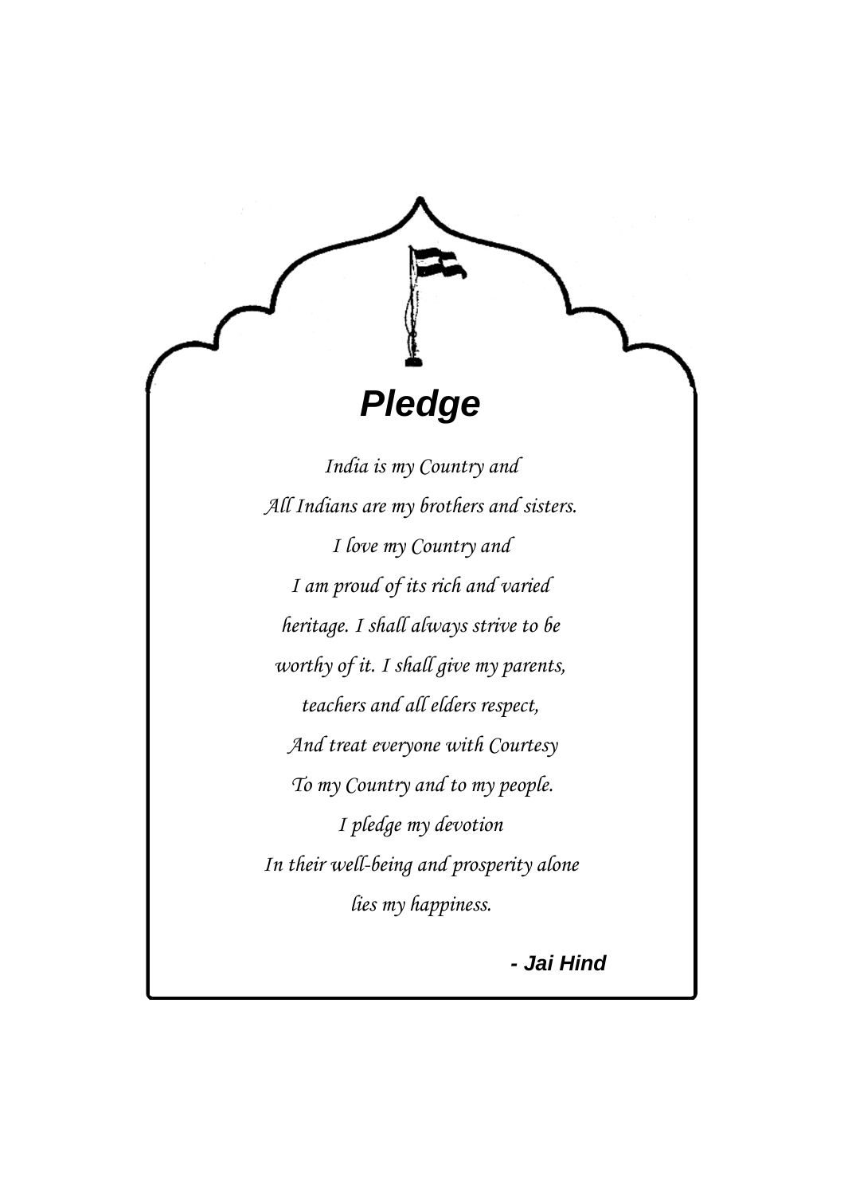# Pledge

*India is my Country and*  
*All Indians are my brothers and sisters.*  
*I love my Country and*  
*I am proud of its rich and varied*  
*heritage. I shall always strive to be*  
*worthy of it. I shall give my parents,*  
*teachers and all elders respect,*  
*And treat everyone with Courtesy*  
*To my Country and to my people.*  
*I pledge my devotion*  
*In their well-being and prosperity alone*  
*lies my happiness.*

***- Jai Hind***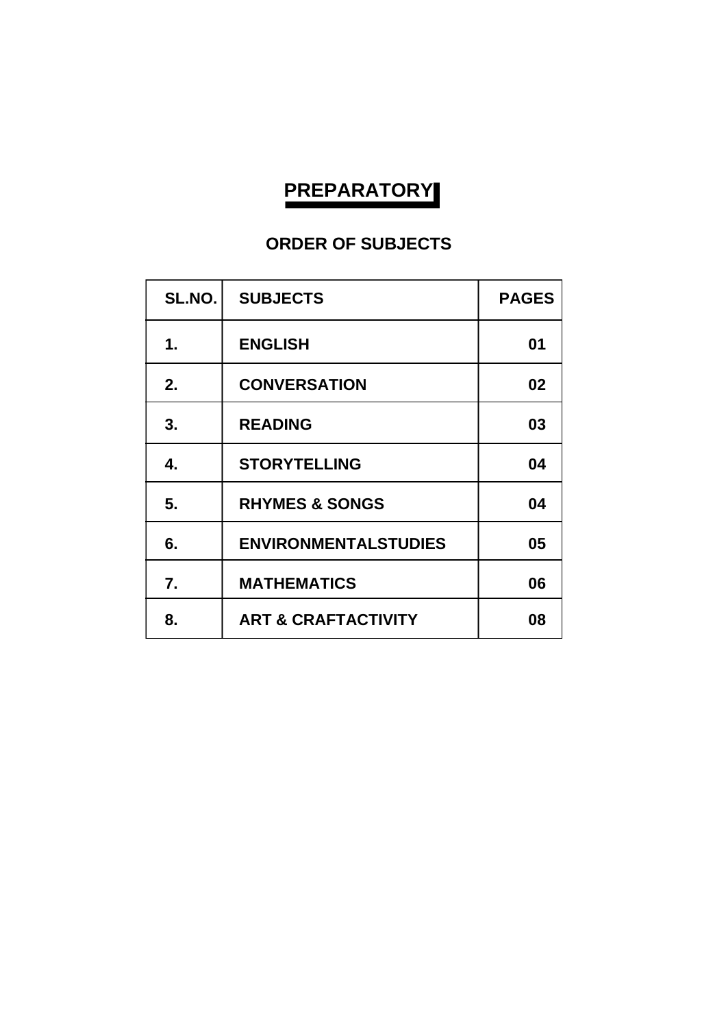# PREPARATORY

## ORDER OF SUBJECTS

| SL.NO. | SUBJECTS | PAGES |
|---|---|---|
| 1. | ENGLISH | 01 |
| 2. | CONVERSATION | 02 |
| 3. | READING | 03 |
| 4. | STORYTELLING | 04 |
| 5. | RHYMES & SONGS | 04 |
| 6. | ENVIRONMENTALSTUDIES | 05 |
| 7. | MATHEMATICS | 06 |
| 8. | ART & CRAFTACTIVITY | 08 |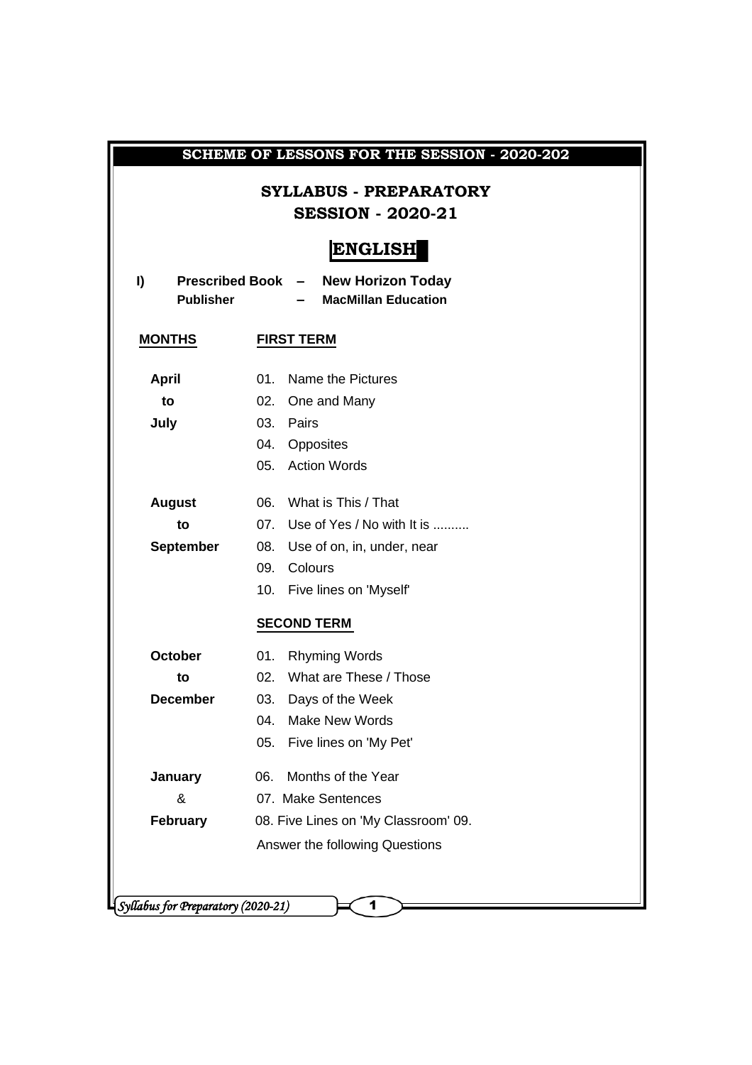## SCHEME OF LESSONS FOR THE SESSION - 2020-202

## SYLLABUS - PREPARATORY
## SESSION - 2020-21

# ENGLISH

**I) Prescribed Book – New Horizon Today**
**Publisher – MacMillan Education**

| MONTHS | FIRST TERM |
|---|---|
| **April to July** | 01. Name the Pictures |
| | 02. One and Many |
| | 03. Pairs |
| | 04. Opposites |
| | 05. Action Words |
| **August to September** | 06. What is This / That |
| | 07. Use of Yes / No with It is .......... |
| | 08. Use of on, in, under, near |
| | 09. Colours |
| | 10. Five lines on 'Myself' |
| | **SECOND TERM** |
| **October to December** | 01. Rhyming Words |
| | 02. What are These / Those |
| | 03. Days of the Week |
| | 04. Make New Words |
| | 05. Five lines on 'My Pet' |
| **January & February** | 06. Months of the Year |
| | 07. Make Sentences |
| | 08. Five Lines on 'My Classroom' 09. |
| | Answer the following Questions |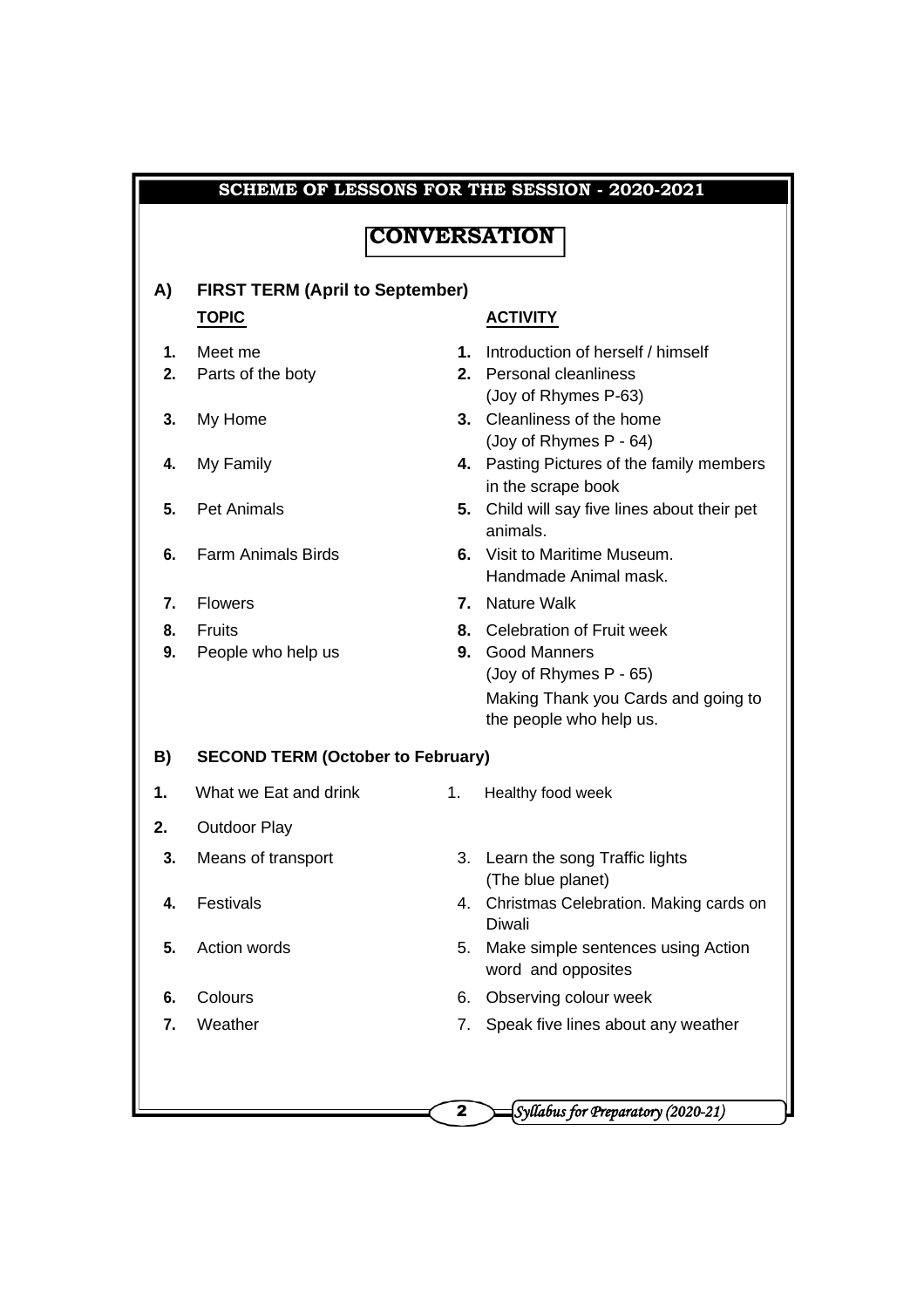## SCHEME OF LESSONS FOR THE SESSION - 2020-2021

# CONVERSATION

### A) FIRST TERM (April to September)

| | TOPIC | | ACTIVITY |
|---|---|---|---|
| 1. | Meet me | 1. | Introduction of herself / himself |
| 2. | Parts of the boty | 2. | Personal cleanliness (Joy of Rhymes P-63) |
| 3. | My Home | 3. | Cleanliness of the home (Joy of Rhymes P - 64) |
| 4. | My Family | 4. | Pasting Pictures of the family members in the scrape book |
| 5. | Pet Animals | 5. | Child will say five lines about their pet animals. |
| 6. | Farm Animals Birds | 6. | Visit to Maritime Museum. Handmade Animal mask. |
| 7. | Flowers | 7. | Nature Walk |
| 8. | Fruits | 8. | Celebration of Fruit week |
| 9. | People who help us | 9. | Good Manners (Joy of Rhymes P - 65) Making Thank you Cards and going to the people who help us. |

### B) SECOND TERM (October to February)

| | TOPIC | | ACTIVITY |
|---|---|---|---|
| 1. | What we Eat and drink | 1. | Healthy food week |
| 2. | Outdoor Play | | |
| 3. | Means of transport | 3. | Learn the song Traffic lights (The blue planet) |
| 4. | Festivals | 4. | Christmas Celebration. Making cards on Diwali |
| 5. | Action words | 5. | Make simple sentences using Action word and opposites |
| 6. | Colours | 6. | Observing colour week |
| 7. | Weather | 7. | Speak five lines about any weather |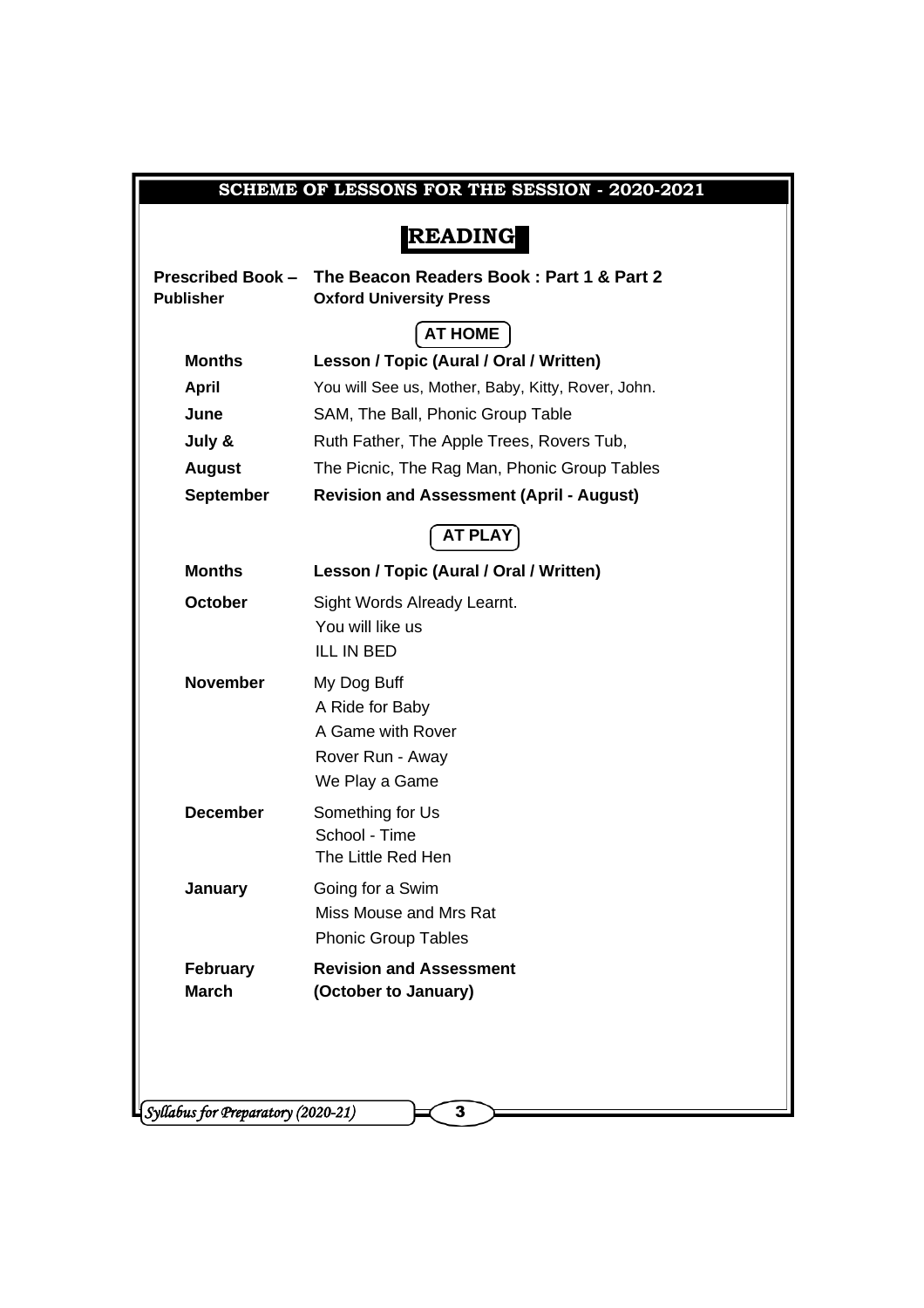## SCHEME OF LESSONS FOR THE SESSION - 2020-2021

# READING

**Prescribed Book – The Beacon Readers Book : Part 1 & Part 2**
**Publisher — Oxford University Press**

### AT HOME

| Months | Lesson / Topic (Aural / Oral / Written) |
|---|---|
| April | You will See us, Mother, Baby, Kitty, Rover, John. |
| June | SAM, The Ball, Phonic Group Table |
| July & August | Ruth Father, The Apple Trees, Rovers Tub, The Picnic, The Rag Man, Phonic Group Tables |
| September | **Revision and Assessment (April - August)** |

### AT PLAY

| Months | Lesson / Topic (Aural / Oral / Written) |
|---|---|
| October | Sight Words Already Learnt. You will like us ILL IN BED |
| November | My Dog Buff A Ride for Baby A Game with Rover Rover Run - Away We Play a Game |
| December | Something for Us School - Time The Little Red Hen |
| January | Going for a Swim Miss Mouse and Mrs Rat Phonic Group Tables |
| February March | **Revision and Assessment (October to January)** |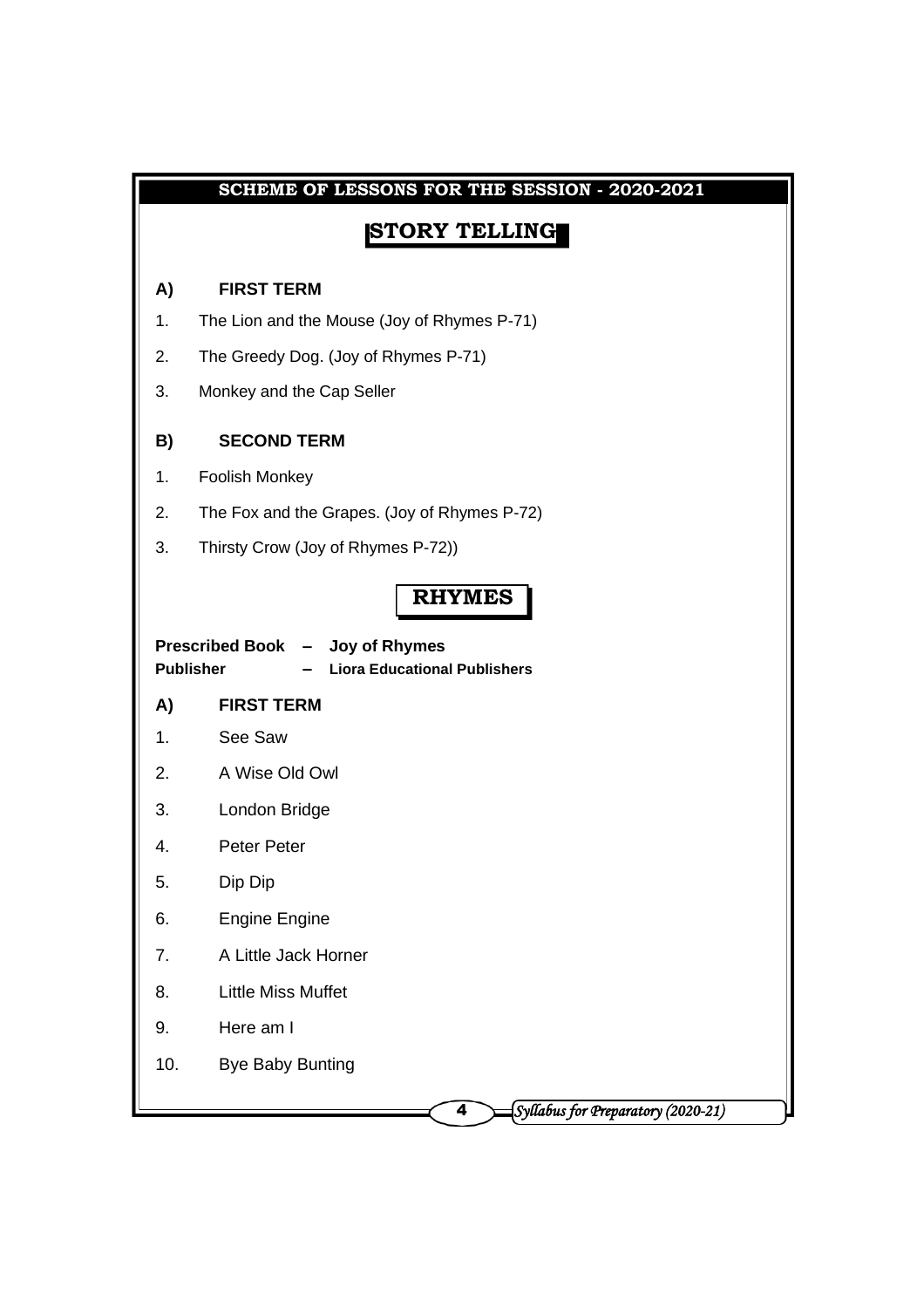## SCHEME OF LESSONS FOR THE SESSION - 2020-2021

# STORY TELLING

### A) FIRST TERM

1. The Lion and the Mouse (Joy of Rhymes P-71)
2. The Greedy Dog. (Joy of Rhymes P-71)
3. Monkey and the Cap Seller

### B) SECOND TERM

1. Foolish Monkey
2. The Fox and the Grapes. (Joy of Rhymes P-72)
3. Thirsty Crow (Joy of Rhymes P-72))

# RHYMES

**Prescribed Book – Joy of Rhymes**
**Publisher – Liora Educational Publishers**

### A) FIRST TERM

1. See Saw
2. A Wise Old Owl
3. London Bridge
4. Peter Peter
5. Dip Dip
6. Engine Engine
7. A Little Jack Horner
8. Little Miss Muffet
9. Here am I
10. Bye Baby Bunting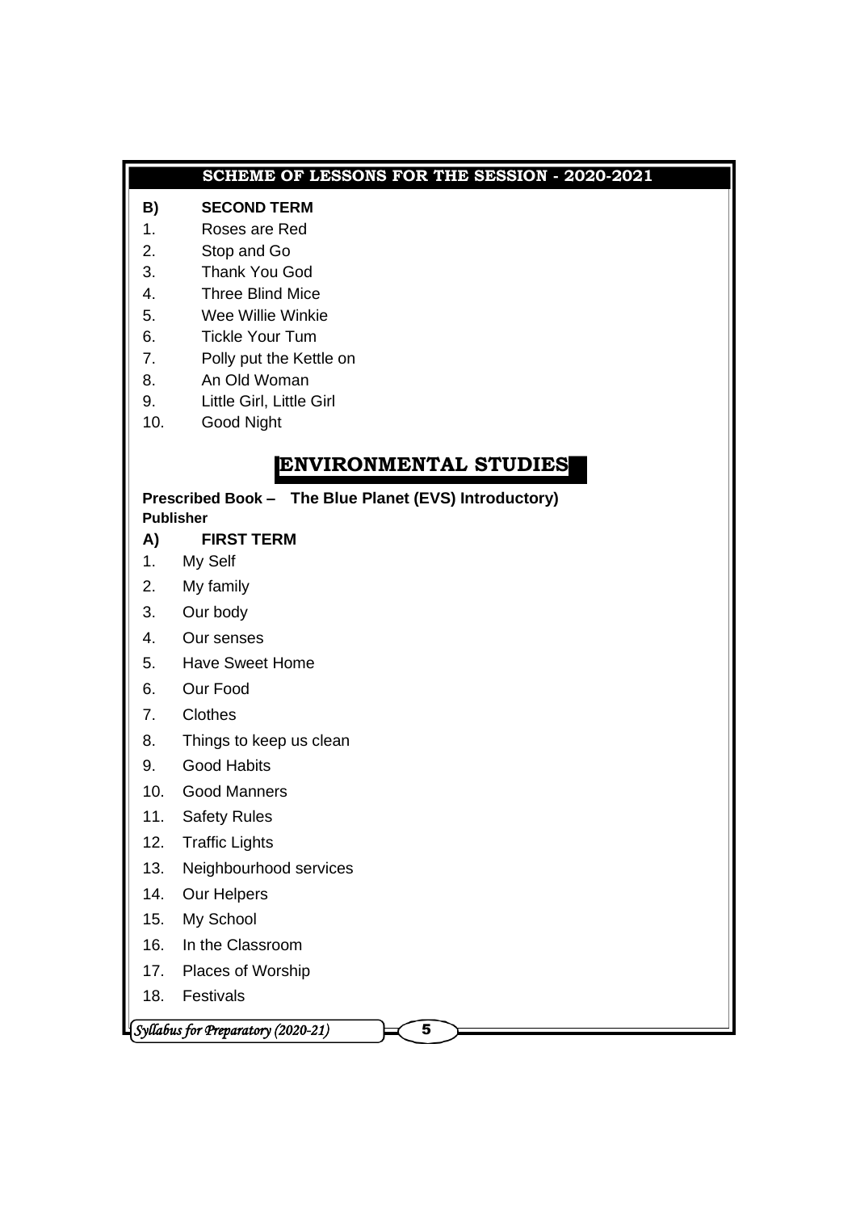## SCHEME OF LESSONS FOR THE SESSION - 2020-2021

**B) SECOND TERM**

1. Roses are Red
2. Stop and Go
3. Thank You God
4. Three Blind Mice
5. Wee Willie Winkie
6. Tickle Your Tum
7. Polly put the Kettle on
8. An Old Woman
9. Little Girl, Little Girl
10. Good Night

# ENVIRONMENTAL STUDIES

**Prescribed Book – The Blue Planet (EVS) Introductory)**
**Publisher**

**A) FIRST TERM**

1. My Self
2. My family
3. Our body
4. Our senses
5. Have Sweet Home
6. Our Food
7. Clothes
8. Things to keep us clean
9. Good Habits
10. Good Manners
11. Safety Rules
12. Traffic Lights
13. Neighbourhood services
14. Our Helpers
15. My School
16. In the Classroom
17. Places of Worship
18. Festivals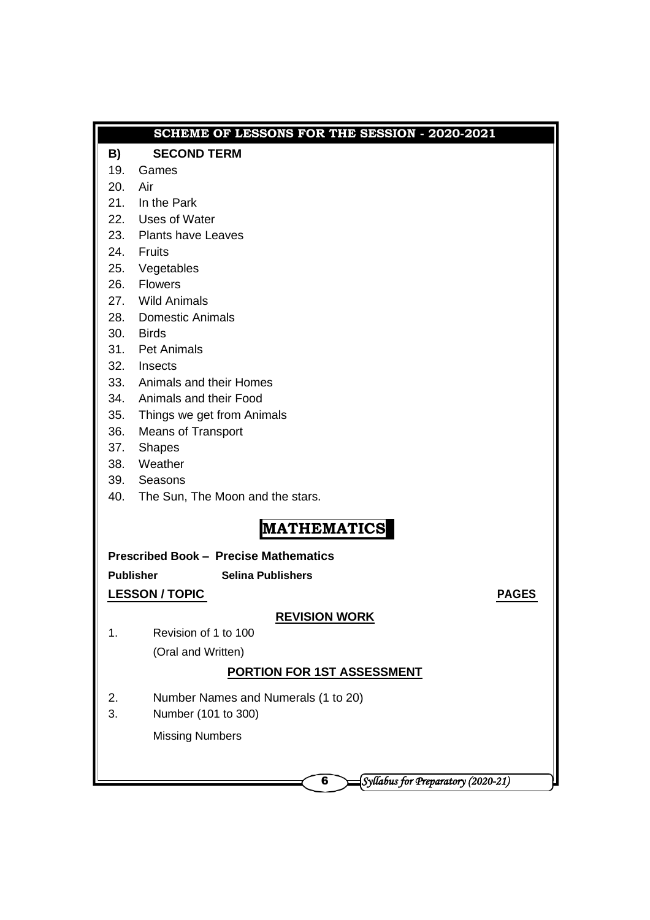## SCHEME OF LESSONS FOR THE SESSION - 2020-2021

**B) SECOND TERM**

19. Games
20. Air
21. In the Park
22. Uses of Water
23. Plants have Leaves
24. Fruits
25. Vegetables
26. Flowers
27. Wild Animals
28. Domestic Animals
30. Birds
31. Pet Animals
32. Insects
33. Animals and their Homes
34. Animals and their Food
35. Things we get from Animals
36. Means of Transport
37. Shapes
38. Weather
39. Seasons
40. The Sun, The Moon and the stars.

# MATHEMATICS

**Prescribed Book – Precise Mathematics**

**Publisher** **Selina Publishers**

**LESSON / TOPIC** **PAGES**

**REVISION WORK**

1. Revision of 1 to 100
   (Oral and Written)

**PORTION FOR 1ST ASSESSMENT**

2. Number Names and Numerals (1 to 20)
3. Number (101 to 300)
   Missing Numbers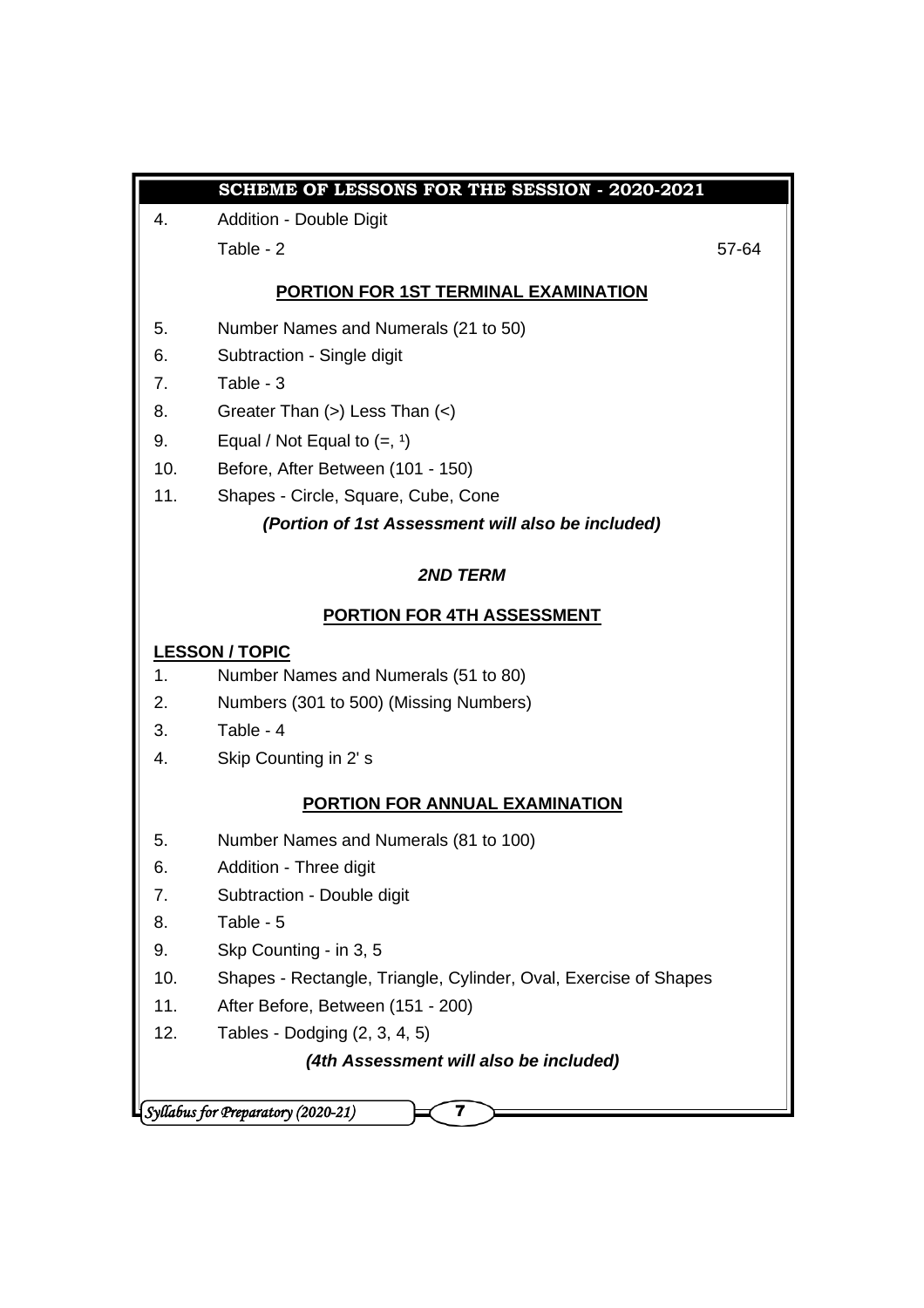## SCHEME OF LESSONS FOR THE SESSION - 2020-2021

4. Addition - Double Digit
   Table - 2 57-64

### PORTION FOR 1ST TERMINAL EXAMINATION

5. Number Names and Numerals (21 to 50)
6. Subtraction - Single digit
7. Table - 3
8. Greater Than (>) Less Than (<)
9. Equal / Not Equal to (=, ¹)
10. Before, After Between (101 - 150)
11. Shapes - Circle, Square, Cube, Cone

***(Portion of 1st Assessment will also be included)***

### *2ND TERM*

### PORTION FOR 4TH ASSESSMENT

**LESSON / TOPIC**

1. Number Names and Numerals (51 to 80)
2. Numbers (301 to 500) (Missing Numbers)
3. Table - 4
4. Skip Counting in 2' s

### PORTION FOR ANNUAL EXAMINATION

5. Number Names and Numerals (81 to 100)
6. Addition - Three digit
7. Subtraction - Double digit
8. Table - 5
9. Skp Counting - in 3, 5
10. Shapes - Rectangle, Triangle, Cylinder, Oval, Exercise of Shapes
11. After Before, Between (151 - 200)
12. Tables - Dodging (2, 3, 4, 5)

***(4th Assessment will also be included)***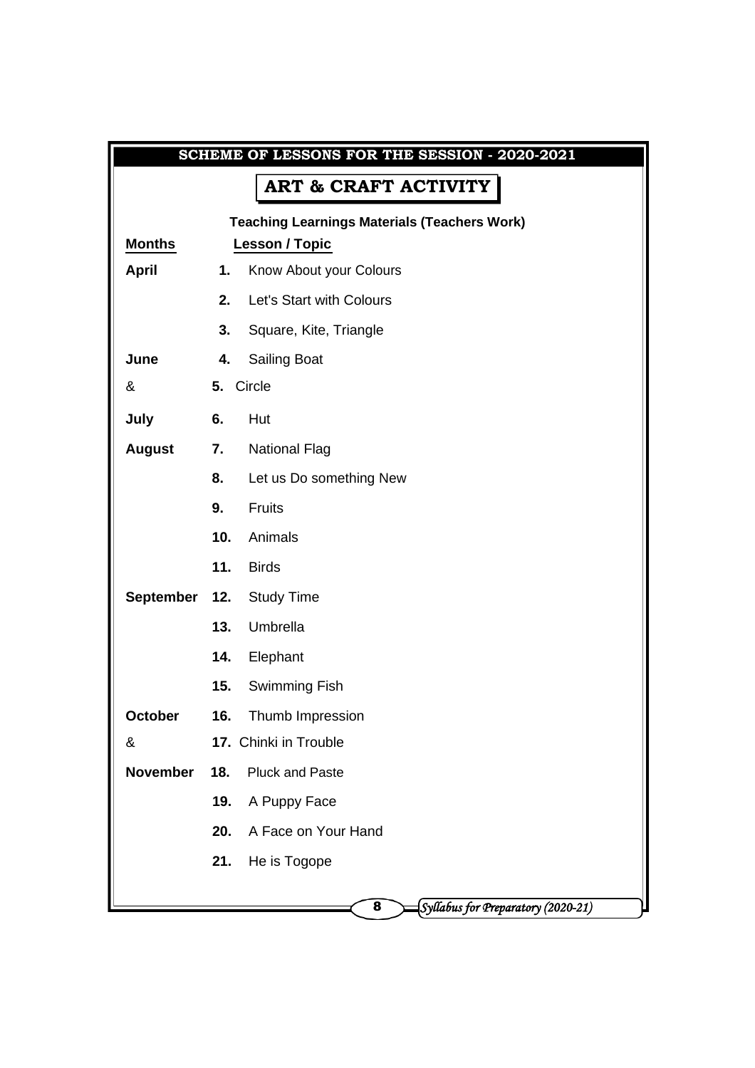## SCHEME OF LESSONS FOR THE SESSION - 2020-2021

# ART & CRAFT ACTIVITY

**Teaching Learnings Materials (Teachers Work)**

| **Months** | | **Lesson / Topic** |
|---|---|---|
| **April** | **1.** | Know About your Colours |
| | **2.** | Let's Start with Colours |
| | **3.** | Square, Kite, Triangle |
| **June** | **4.** | Sailing Boat |
| & | **5.** | Circle |
| **July** | **6.** | Hut |
| **August** | **7.** | National Flag |
| | **8.** | Let us Do something New |
| | **9.** | Fruits |
| | **10.** | Animals |
| | **11.** | Birds |
| **September** | **12.** | Study Time |
| | **13.** | Umbrella |
| | **14.** | Elephant |
| | **15.** | Swimming Fish |
| **October** | **16.** | Thumb Impression |
| & | **17.** | Chinki in Trouble |
| **November** | **18.** | Pluck and Paste |
| | **19.** | A Puppy Face |
| | **20.** | A Face on Your Hand |
| | **21.** | He is Togope |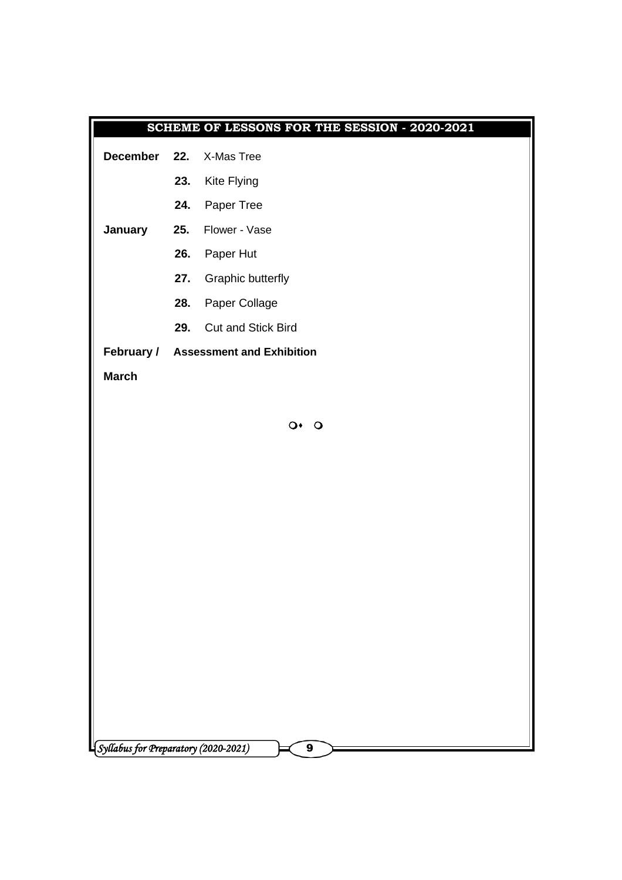## SCHEME OF LESSONS FOR THE SESSION - 2020-2021

| | | |
|---|---|---|
| **December** | **22.** | X-Mas Tree |
| | **23.** | Kite Flying |
| | **24.** | Paper Tree |
| **January** | **25.** | Flower - Vase |
| | **26.** | Paper Hut |
| | **27.** | Graphic butterfly |
| | **28.** | Paper Collage |
| | **29.** | Cut and Stick Bird |
| **February / March** | **Assessment and Exhibition** | |